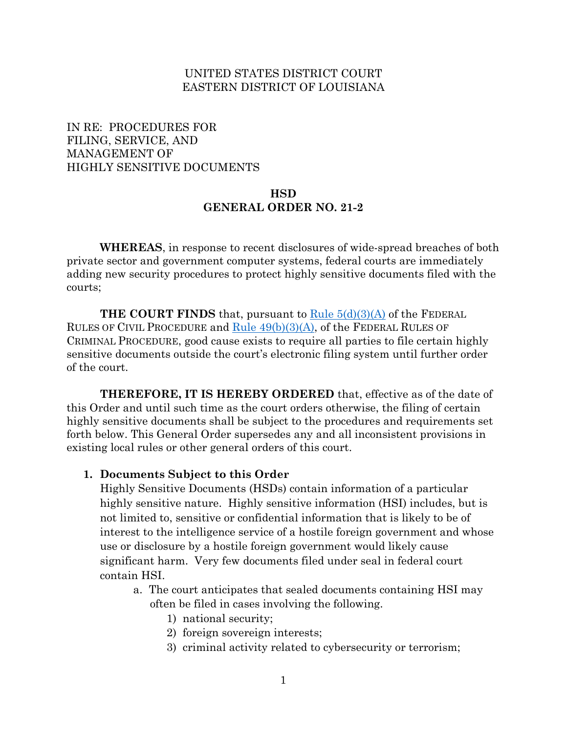UNITED STATES DISTRICT COURT
EASTERN DISTRICT OF LOUISIANA

IN RE: PROCEDURES FOR
FILING, SERVICE, AND
MANAGEMENT OF
HIGHLY SENSITIVE DOCUMENTS

**HSD**
**GENERAL ORDER NO. 21-2**

**WHEREAS**, in response to recent disclosures of wide-spread breaches of both private sector and government computer systems, federal courts are immediately adding new security procedures to protect highly sensitive documents filed with the courts;

**THE COURT FINDS** that, pursuant to Rule 5(d)(3)(A) of the FEDERAL RULES OF CIVIL PROCEDURE and Rule 49(b)(3)(A), of the FEDERAL RULES OF CRIMINAL PROCEDURE, good cause exists to require all parties to file certain highly sensitive documents outside the court's electronic filing system until further order of the court.

**THEREFORE, IT IS HEREBY ORDERED** that, effective as of the date of this Order and until such time as the court orders otherwise, the filing of certain highly sensitive documents shall be subject to the procedures and requirements set forth below. This General Order supersedes any and all inconsistent provisions in existing local rules or other general orders of this court.

1. **Documents Subject to this Order**
   Highly Sensitive Documents (HSDs) contain information of a particular highly sensitive nature. Highly sensitive information (HSI) includes, but is not limited to, sensitive or confidential information that is likely to be of interest to the intelligence service of a hostile foreign government and whose use or disclosure by a hostile foreign government would likely cause significant harm. Very few documents filed under seal in federal court contain HSI.
   a. The court anticipates that sealed documents containing HSI may often be filed in cases involving the following.
      1) national security;
      2) foreign sovereign interests;
      3) criminal activity related to cybersecurity or terrorism;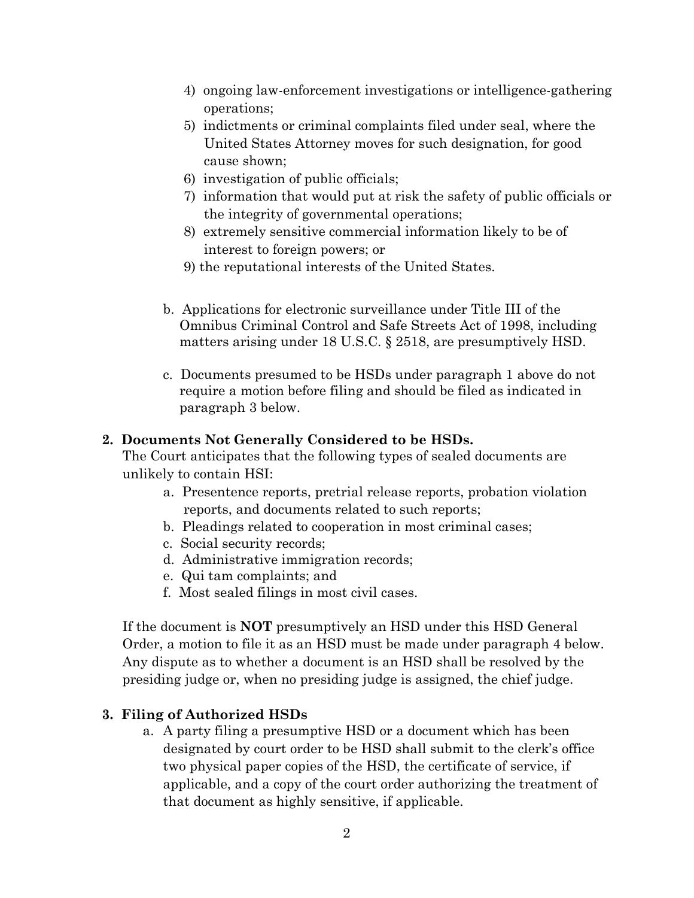4) ongoing law-enforcement investigations or intelligence-gathering operations;
5) indictments or criminal complaints filed under seal, where the United States Attorney moves for such designation, for good cause shown;
6) investigation of public officials;
7) information that would put at risk the safety of public officials or the integrity of governmental operations;
8) extremely sensitive commercial information likely to be of interest to foreign powers; or
9) the reputational interests of the United States.

b. Applications for electronic surveillance under Title III of the Omnibus Criminal Control and Safe Streets Act of 1998, including matters arising under 18 U.S.C. § 2518, are presumptively HSD.

c. Documents presumed to be HSDs under paragraph 1 above do not require a motion before filing and should be filed as indicated in paragraph 3 below.

**2. Documents Not Generally Considered to be HSDs.**

The Court anticipates that the following types of sealed documents are unlikely to contain HSI:

a. Presentence reports, pretrial release reports, probation violation reports, and documents related to such reports;
b. Pleadings related to cooperation in most criminal cases;
c. Social security records;
d. Administrative immigration records;
e. Qui tam complaints; and
f. Most sealed filings in most civil cases.

If the document is **NOT** presumptively an HSD under this HSD General Order, a motion to file it as an HSD must be made under paragraph 4 below. Any dispute as to whether a document is an HSD shall be resolved by the presiding judge or, when no presiding judge is assigned, the chief judge.

**3. Filing of Authorized HSDs**

a. A party filing a presumptive HSD or a document which has been designated by court order to be HSD shall submit to the clerk's office two physical paper copies of the HSD, the certificate of service, if applicable, and a copy of the court order authorizing the treatment of that document as highly sensitive, if applicable.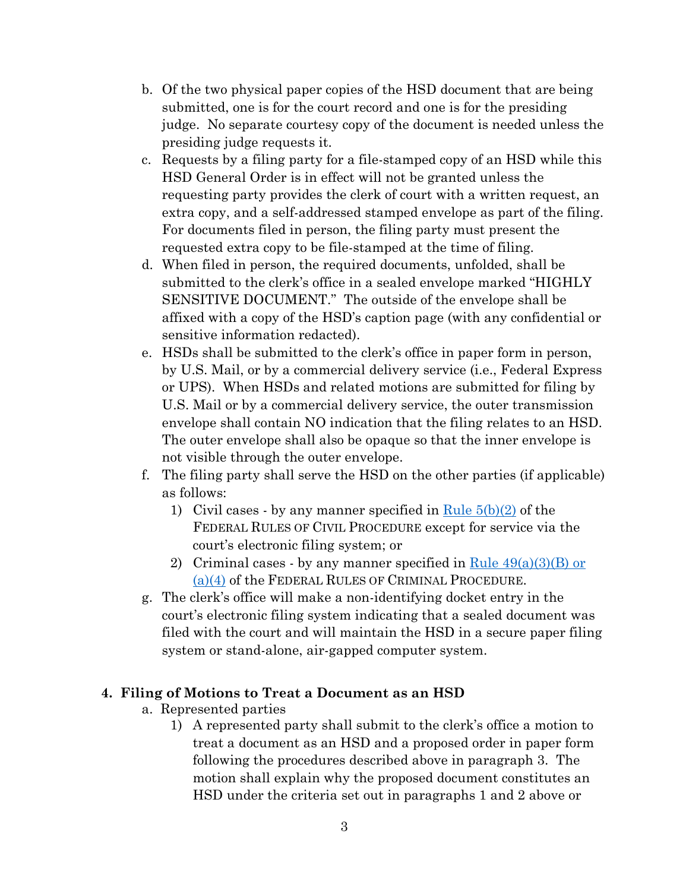b. Of the two physical paper copies of the HSD document that are being submitted, one is for the court record and one is for the presiding judge. No separate courtesy copy of the document is needed unless the presiding judge requests it.

c. Requests by a filing party for a file-stamped copy of an HSD while this HSD General Order is in effect will not be granted unless the requesting party provides the clerk of court with a written request, an extra copy, and a self-addressed stamped envelope as part of the filing. For documents filed in person, the filing party must present the requested extra copy to be file-stamped at the time of filing.

d. When filed in person, the required documents, unfolded, shall be submitted to the clerk's office in a sealed envelope marked "HIGHLY SENSITIVE DOCUMENT." The outside of the envelope shall be affixed with a copy of the HSD's caption page (with any confidential or sensitive information redacted).

e. HSDs shall be submitted to the clerk's office in paper form in person, by U.S. Mail, or by a commercial delivery service (i.e., Federal Express or UPS). When HSDs and related motions are submitted for filing by U.S. Mail or by a commercial delivery service, the outer transmission envelope shall contain NO indication that the filing relates to an HSD. The outer envelope shall also be opaque so that the inner envelope is not visible through the outer envelope.

f. The filing party shall serve the HSD on the other parties (if applicable) as follows:

   1) Civil cases - by any manner specified in [Rule 5(b)(2)]() of the FEDERAL RULES OF CIVIL PROCEDURE except for service via the court's electronic filing system; or

   2) Criminal cases - by any manner specified in [Rule 49(a)(3)(B) or (a)(4)]() of the FEDERAL RULES OF CRIMINAL PROCEDURE.

g. The clerk's office will make a non-identifying docket entry in the court's electronic filing system indicating that a sealed document was filed with the court and will maintain the HSD in a secure paper filing system or stand-alone, air-gapped computer system.

## 4. Filing of Motions to Treat a Document as an HSD

a. Represented parties

   1) A represented party shall submit to the clerk's office a motion to treat a document as an HSD and a proposed order in paper form following the procedures described above in paragraph 3. The motion shall explain why the proposed document constitutes an HSD under the criteria set out in paragraphs 1 and 2 above or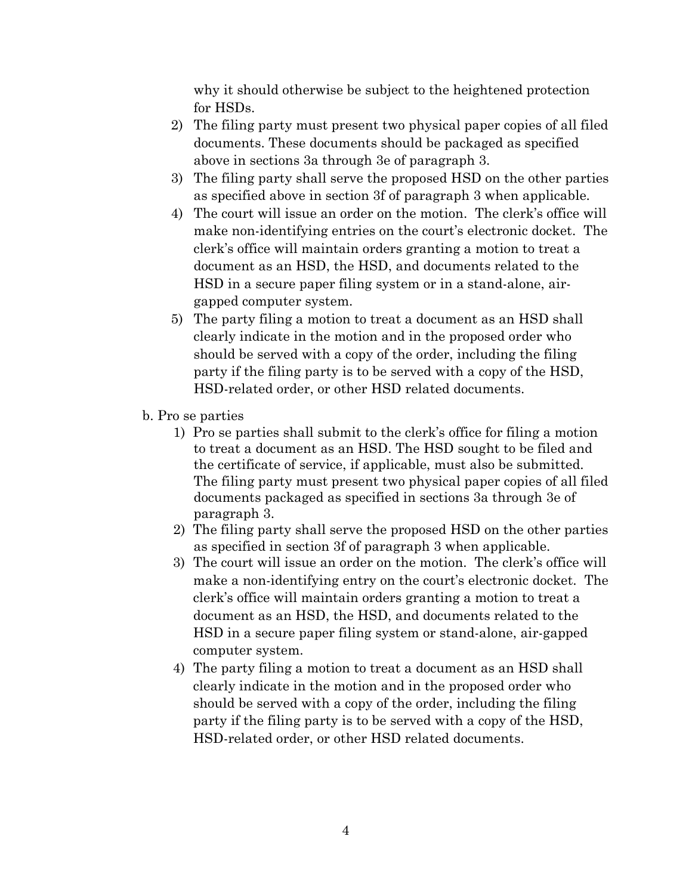why it should otherwise be subject to the heightened protection for HSDs.

2) The filing party must present two physical paper copies of all filed documents. These documents should be packaged as specified above in sections 3a through 3e of paragraph 3.
3) The filing party shall serve the proposed HSD on the other parties as specified above in section 3f of paragraph 3 when applicable.
4) The court will issue an order on the motion. The clerk's office will make non-identifying entries on the court's electronic docket. The clerk's office will maintain orders granting a motion to treat a document as an HSD, the HSD, and documents related to the HSD in a secure paper filing system or in a stand-alone, air-gapped computer system.
5) The party filing a motion to treat a document as an HSD shall clearly indicate in the motion and in the proposed order who should be served with a copy of the order, including the filing party if the filing party is to be served with a copy of the HSD, HSD-related order, or other HSD related documents.

b. Pro se parties

1) Pro se parties shall submit to the clerk's office for filing a motion to treat a document as an HSD. The HSD sought to be filed and the certificate of service, if applicable, must also be submitted. The filing party must present two physical paper copies of all filed documents packaged as specified in sections 3a through 3e of paragraph 3.
2) The filing party shall serve the proposed HSD on the other parties as specified in section 3f of paragraph 3 when applicable.
3) The court will issue an order on the motion. The clerk's office will make a non-identifying entry on the court's electronic docket. The clerk's office will maintain orders granting a motion to treat a document as an HSD, the HSD, and documents related to the HSD in a secure paper filing system or stand-alone, air-gapped computer system.
4) The party filing a motion to treat a document as an HSD shall clearly indicate in the motion and in the proposed order who should be served with a copy of the order, including the filing party if the filing party is to be served with a copy of the HSD, HSD-related order, or other HSD related documents.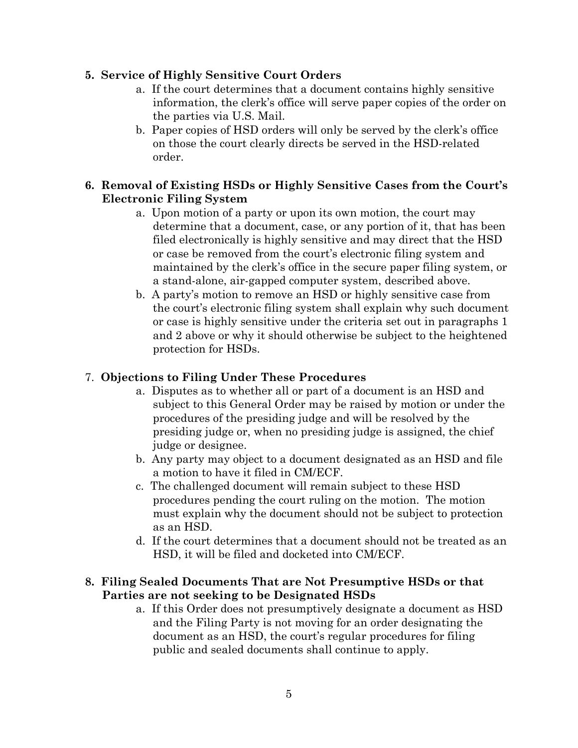**5. Service of Highly Sensitive Court Orders**

   a. If the court determines that a document contains highly sensitive information, the clerk's office will serve paper copies of the order on the parties via U.S. Mail.

   b. Paper copies of HSD orders will only be served by the clerk's office on those the court clearly directs be served in the HSD-related order.

**6. Removal of Existing HSDs or Highly Sensitive Cases from the Court's Electronic Filing System**

   a. Upon motion of a party or upon its own motion, the court may determine that a document, case, or any portion of it, that has been filed electronically is highly sensitive and may direct that the HSD or case be removed from the court's electronic filing system and maintained by the clerk's office in the secure paper filing system, or a stand-alone, air-gapped computer system, described above.

   b. A party's motion to remove an HSD or highly sensitive case from the court's electronic filing system shall explain why such document or case is highly sensitive under the criteria set out in paragraphs 1 and 2 above or why it should otherwise be subject to the heightened protection for HSDs.

7. **Objections to Filing Under These Procedures**

   a. Disputes as to whether all or part of a document is an HSD and subject to this General Order may be raised by motion or under the procedures of the presiding judge and will be resolved by the presiding judge or, when no presiding judge is assigned, the chief judge or designee.

   b. Any party may object to a document designated as an HSD and file a motion to have it filed in CM/ECF.

   c. The challenged document will remain subject to these HSD procedures pending the court ruling on the motion. The motion must explain why the document should not be subject to protection as an HSD.

   d. If the court determines that a document should not be treated as an HSD, it will be filed and docketed into CM/ECF.

**8. Filing Sealed Documents That are Not Presumptive HSDs or that Parties are not seeking to be Designated HSDs**

   a. If this Order does not presumptively designate a document as HSD and the Filing Party is not moving for an order designating the document as an HSD, the court's regular procedures for filing public and sealed documents shall continue to apply.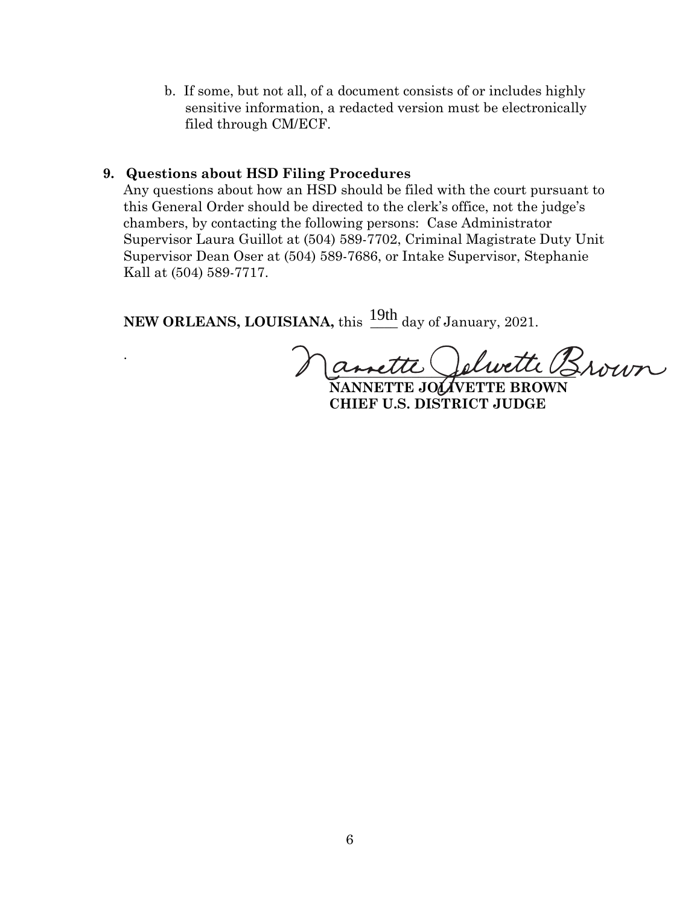b. If some, but not all, of a document consists of or includes highly sensitive information, a redacted version must be electronically filed through CM/ECF.

**9. Questions about HSD Filing Procedures**

Any questions about how an HSD should be filed with the court pursuant to this General Order should be directed to the clerk's office, not the judge's chambers, by contacting the following persons: Case Administrator Supervisor Laura Guillot at (504) 589-7702, Criminal Magistrate Duty Unit Supervisor Dean Oser at (504) 589-7686, or Intake Supervisor, Stephanie Kall at (504) 589-7717.

**NEW ORLEANS, LOUISIANA,** this 19th day of January, 2021.

**NANNETTE JOLIVETTE BROWN**
**CHIEF U.S. DISTRICT JUDGE**